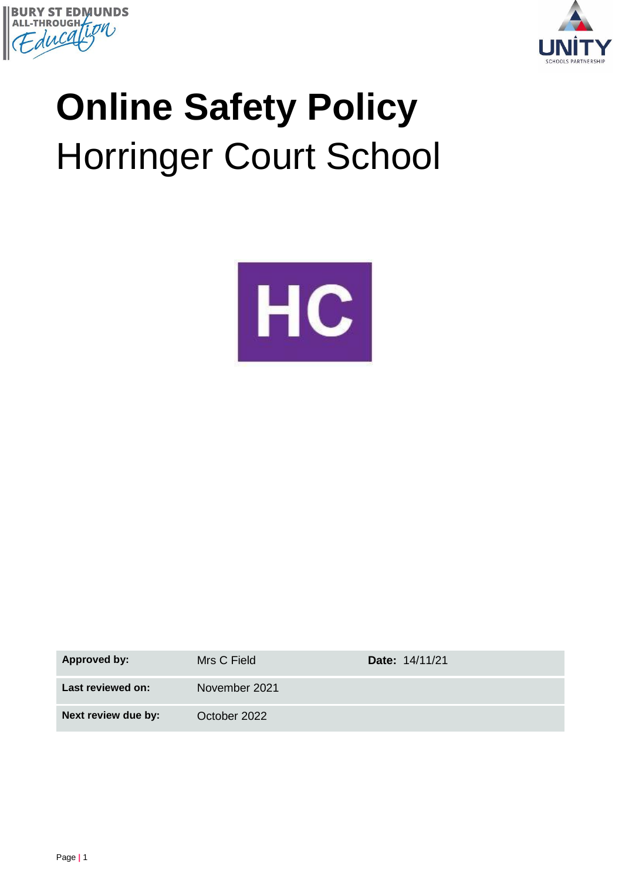# Online Safety Policy

Horringer Court School

| | | |
|---|---|---|
| **Approved by:** | Mrs C Field | **Date:** 14/11/21 |
| **Last reviewed on:** | November 2021 | |
| **Next review due by:** | October 2022 | |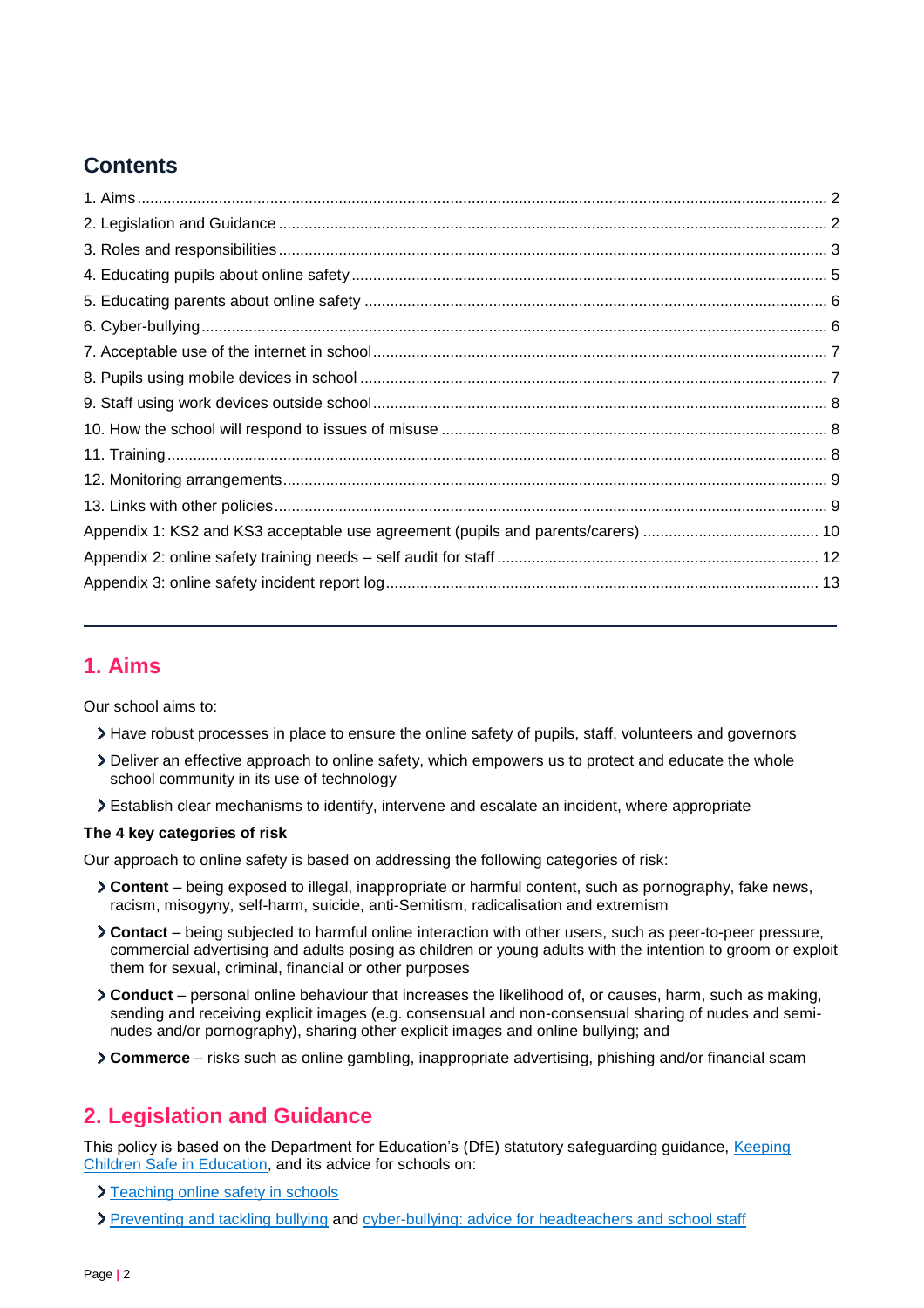## Contents

1. Aims ... 2
2. Legislation and Guidance ... 2
3. Roles and responsibilities ... 3
4. Educating pupils about online safety ... 5
5. Educating parents about online safety ... 6
6. Cyber-bullying ... 6
7. Acceptable use of the internet in school ... 7
8. Pupils using mobile devices in school ... 7
9. Staff using work devices outside school ... 8
10. How the school will respond to issues of misuse ... 8
11. Training ... 8
12. Monitoring arrangements ... 9
13. Links with other policies ... 9

Appendix 1: KS2 and KS3 acceptable use agreement (pupils and parents/carers) ... 10
Appendix 2: online safety training needs – self audit for staff ... 12
Appendix 3: online safety incident report log ... 13

---

## 1. Aims

Our school aims to:

- Have robust processes in place to ensure the online safety of pupils, staff, volunteers and governors
- Deliver an effective approach to online safety, which empowers us to protect and educate the whole school community in its use of technology
- Establish clear mechanisms to identify, intervene and escalate an incident, where appropriate

**The 4 key categories of risk**

Our approach to online safety is based on addressing the following categories of risk:

- **Content** – being exposed to illegal, inappropriate or harmful content, such as pornography, fake news, racism, misogyny, self-harm, suicide, anti-Semitism, radicalisation and extremism
- **Contact** – being subjected to harmful online interaction with other users, such as peer-to-peer pressure, commercial advertising and adults posing as children or young adults with the intention to groom or exploit them for sexual, criminal, financial or other purposes
- **Conduct** – personal online behaviour that increases the likelihood of, or causes, harm, such as making, sending and receiving explicit images (e.g. consensual and non-consensual sharing of nudes and semi-nudes and/or pornography), sharing other explicit images and online bullying; and
- **Commerce** – risks such as online gambling, inappropriate advertising, phishing and/or financial scam

## 2. Legislation and Guidance

This policy is based on the Department for Education's (DfE) statutory safeguarding guidance, Keeping Children Safe in Education, and its advice for schools on:

- Teaching online safety in schools
- Preventing and tackling bullying and cyber-bullying: advice for headteachers and school staff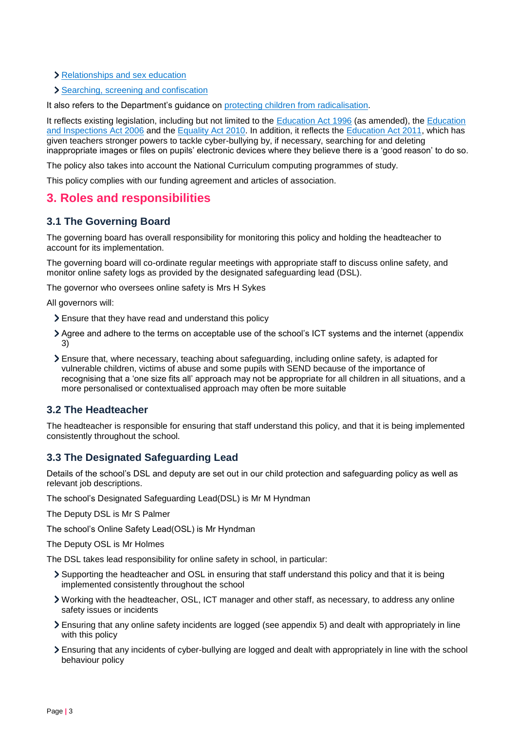- [Relationships and sex education]()
- [Searching, screening and confiscation]()

It also refers to the Department's guidance on [protecting children from radicalisation]().

It reflects existing legislation, including but not limited to the [Education Act 1996]() (as amended), the [Education and Inspections Act 2006]() and the [Equality Act 2010](). In addition, it reflects the [Education Act 2011](), which has given teachers stronger powers to tackle cyber-bullying by, if necessary, searching for and deleting inappropriate images or files on pupils' electronic devices where they believe there is a 'good reason' to do so.

The policy also takes into account the National Curriculum computing programmes of study.

This policy complies with our funding agreement and articles of association.

## 3. Roles and responsibilities

### 3.1 The Governing Board

The governing board has overall responsibility for monitoring this policy and holding the headteacher to account for its implementation.

The governing board will co-ordinate regular meetings with appropriate staff to discuss online safety, and monitor online safety logs as provided by the designated safeguarding lead (DSL).

The governor who oversees online safety is Mrs H Sykes

All governors will:

- Ensure that they have read and understand this policy
- Agree and adhere to the terms on acceptable use of the school's ICT systems and the internet (appendix 3)
- Ensure that, where necessary, teaching about safeguarding, including online safety, is adapted for vulnerable children, victims of abuse and some pupils with SEND because of the importance of recognising that a 'one size fits all' approach may not be appropriate for all children in all situations, and a more personalised or contextualised approach may often be more suitable

### 3.2 The Headteacher

The headteacher is responsible for ensuring that staff understand this policy, and that it is being implemented consistently throughout the school.

### 3.3 The Designated Safeguarding Lead

Details of the school's DSL and deputy are set out in our child protection and safeguarding policy as well as relevant job descriptions.

The school's Designated Safeguarding Lead(DSL) is Mr M Hyndman

The Deputy DSL is Mr S Palmer

The school's Online Safety Lead(OSL) is Mr Hyndman

The Deputy OSL is Mr Holmes

The DSL takes lead responsibility for online safety in school, in particular:

- Supporting the headteacher and OSL in ensuring that staff understand this policy and that it is being implemented consistently throughout the school
- Working with the headteacher, OSL, ICT manager and other staff, as necessary, to address any online safety issues or incidents
- Ensuring that any online safety incidents are logged (see appendix 5) and dealt with appropriately in line with this policy
- Ensuring that any incidents of cyber-bullying are logged and dealt with appropriately in line with the school behaviour policy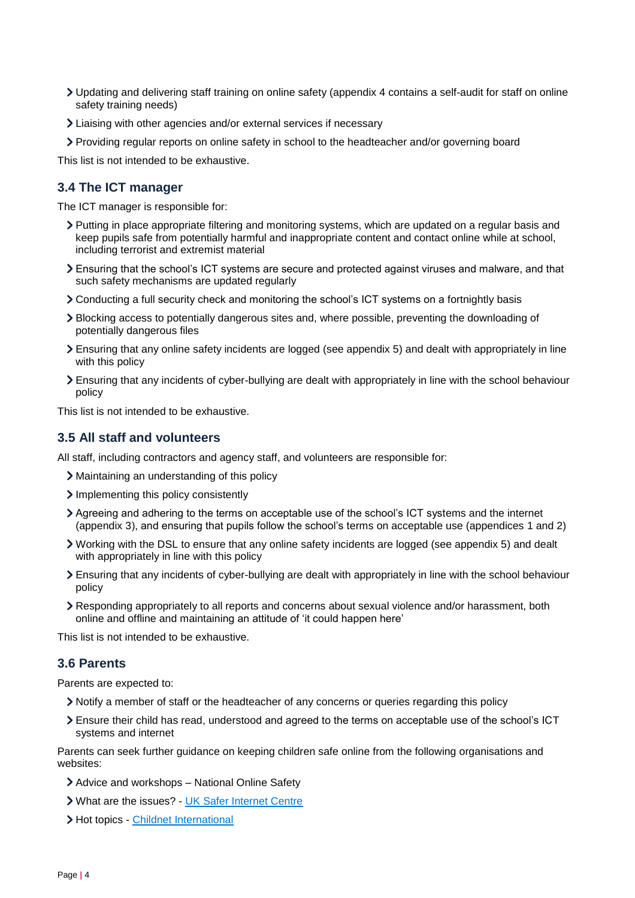- Updating and delivering staff training on online safety (appendix 4 contains a self-audit for staff on online safety training needs)
- Liaising with other agencies and/or external services if necessary
- Providing regular reports on online safety in school to the headteacher and/or governing board

This list is not intended to be exhaustive.

### 3.4 The ICT manager

The ICT manager is responsible for:

- Putting in place appropriate filtering and monitoring systems, which are updated on a regular basis and keep pupils safe from potentially harmful and inappropriate content and contact online while at school, including terrorist and extremist material
- Ensuring that the school's ICT systems are secure and protected against viruses and malware, and that such safety mechanisms are updated regularly
- Conducting a full security check and monitoring the school's ICT systems on a fortnightly basis
- Blocking access to potentially dangerous sites and, where possible, preventing the downloading of potentially dangerous files
- Ensuring that any online safety incidents are logged (see appendix 5) and dealt with appropriately in line with this policy
- Ensuring that any incidents of cyber-bullying are dealt with appropriately in line with the school behaviour policy

This list is not intended to be exhaustive.

### 3.5 All staff and volunteers

All staff, including contractors and agency staff, and volunteers are responsible for:

- Maintaining an understanding of this policy
- Implementing this policy consistently
- Agreeing and adhering to the terms on acceptable use of the school's ICT systems and the internet (appendix 3), and ensuring that pupils follow the school's terms on acceptable use (appendices 1 and 2)
- Working with the DSL to ensure that any online safety incidents are logged (see appendix 5) and dealt with appropriately in line with this policy
- Ensuring that any incidents of cyber-bullying are dealt with appropriately in line with the school behaviour policy
- Responding appropriately to all reports and concerns about sexual violence and/or harassment, both online and offline and maintaining an attitude of 'it could happen here'

This list is not intended to be exhaustive.

### 3.6 Parents

Parents are expected to:

- Notify a member of staff or the headteacher of any concerns or queries regarding this policy
- Ensure their child has read, understood and agreed to the terms on acceptable use of the school's ICT systems and internet

Parents can seek further guidance on keeping children safe online from the following organisations and websites:

- Advice and workshops – National Online Safety
- What are the issues? - UK Safer Internet Centre
- Hot topics - Childnet International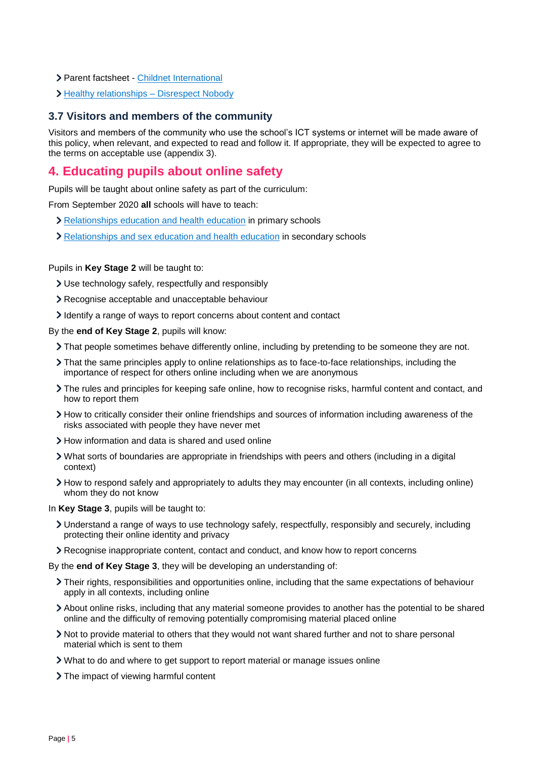- Parent factsheet - Childnet International
- Healthy relationships – Disrespect Nobody

### 3.7 Visitors and members of the community

Visitors and members of the community who use the school's ICT systems or internet will be made aware of this policy, when relevant, and expected to read and follow it. If appropriate, they will be expected to agree to the terms on acceptable use (appendix 3).

## 4. Educating pupils about online safety

Pupils will be taught about online safety as part of the curriculum:

From September 2020 **all** schools will have to teach:

- Relationships education and health education in primary schools
- Relationships and sex education and health education in secondary schools

Pupils in **Key Stage 2** will be taught to:

- Use technology safely, respectfully and responsibly
- Recognise acceptable and unacceptable behaviour
- Identify a range of ways to report concerns about content and contact

By the **end of Key Stage 2**, pupils will know:

- That people sometimes behave differently online, including by pretending to be someone they are not.
- That the same principles apply to online relationships as to face-to-face relationships, including the importance of respect for others online including when we are anonymous
- The rules and principles for keeping safe online, how to recognise risks, harmful content and contact, and how to report them
- How to critically consider their online friendships and sources of information including awareness of the risks associated with people they have never met
- How information and data is shared and used online
- What sorts of boundaries are appropriate in friendships with peers and others (including in a digital context)
- How to respond safely and appropriately to adults they may encounter (in all contexts, including online) whom they do not know

In **Key Stage 3**, pupils will be taught to:

- Understand a range of ways to use technology safely, respectfully, responsibly and securely, including protecting their online identity and privacy
- Recognise inappropriate content, contact and conduct, and know how to report concerns

By the **end of Key Stage 3**, they will be developing an understanding of:

- Their rights, responsibilities and opportunities online, including that the same expectations of behaviour apply in all contexts, including online
- About online risks, including that any material someone provides to another has the potential to be shared online and the difficulty of removing potentially compromising material placed online
- Not to provide material to others that they would not want shared further and not to share personal material which is sent to them
- What to do and where to get support to report material or manage issues online
- The impact of viewing harmful content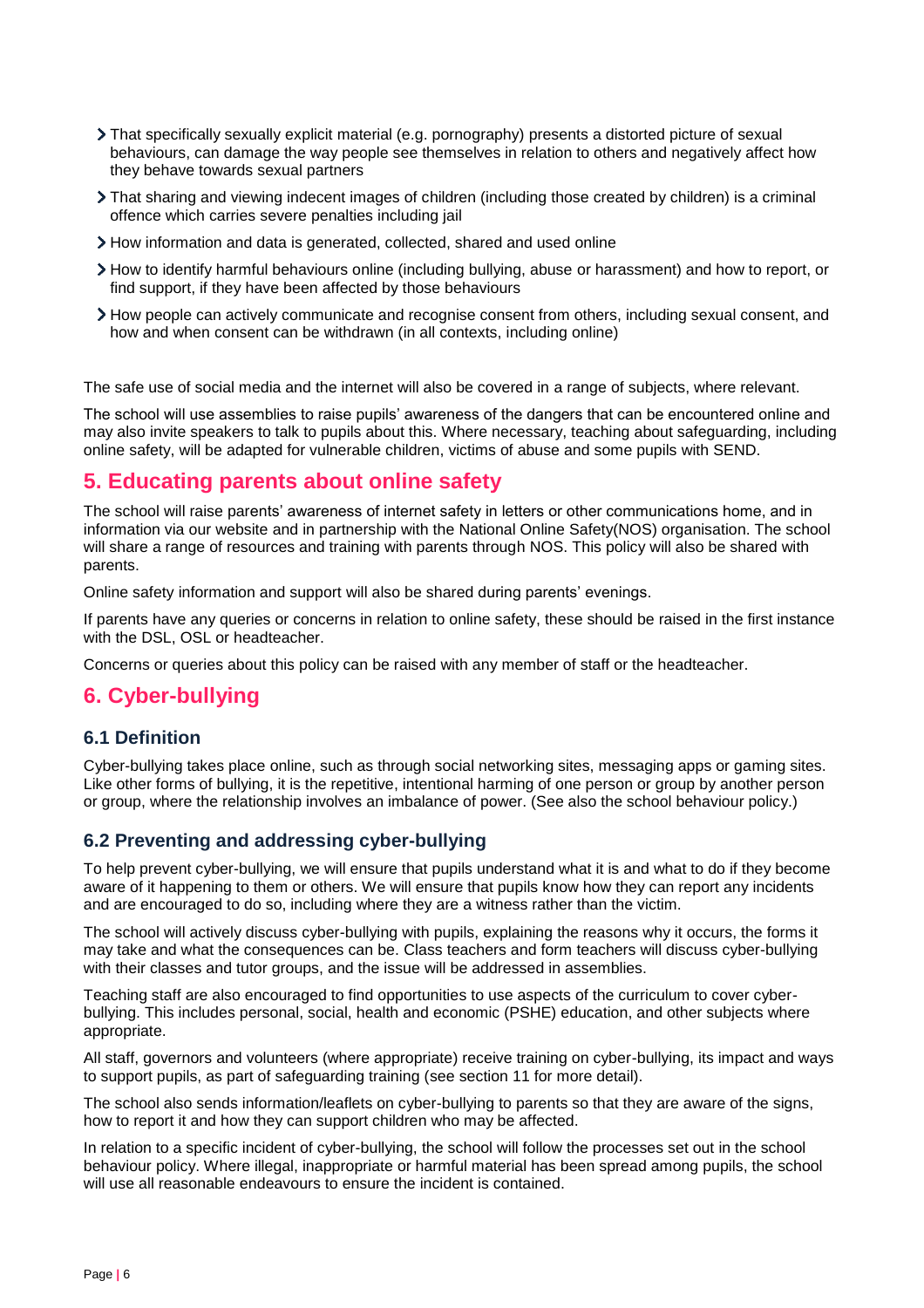- That specifically sexually explicit material (e.g. pornography) presents a distorted picture of sexual behaviours, can damage the way people see themselves in relation to others and negatively affect how they behave towards sexual partners
- That sharing and viewing indecent images of children (including those created by children) is a criminal offence which carries severe penalties including jail
- How information and data is generated, collected, shared and used online
- How to identify harmful behaviours online (including bullying, abuse or harassment) and how to report, or find support, if they have been affected by those behaviours
- How people can actively communicate and recognise consent from others, including sexual consent, and how and when consent can be withdrawn (in all contexts, including online)

The safe use of social media and the internet will also be covered in a range of subjects, where relevant.

The school will use assemblies to raise pupils' awareness of the dangers that can be encountered online and may also invite speakers to talk to pupils about this. Where necessary, teaching about safeguarding, including online safety, will be adapted for vulnerable children, victims of abuse and some pupils with SEND.

## 5. Educating parents about online safety

The school will raise parents' awareness of internet safety in letters or other communications home, and in information via our website and in partnership with the National Online Safety(NOS) organisation. The school will share a range of resources and training with parents through NOS. This policy will also be shared with parents.

Online safety information and support will also be shared during parents' evenings.

If parents have any queries or concerns in relation to online safety, these should be raised in the first instance with the DSL, OSL or headteacher.

Concerns or queries about this policy can be raised with any member of staff or the headteacher.

## 6. Cyber-bullying

### 6.1 Definition

Cyber-bullying takes place online, such as through social networking sites, messaging apps or gaming sites. Like other forms of bullying, it is the repetitive, intentional harming of one person or group by another person or group, where the relationship involves an imbalance of power. (See also the school behaviour policy.)

### 6.2 Preventing and addressing cyber-bullying

To help prevent cyber-bullying, we will ensure that pupils understand what it is and what to do if they become aware of it happening to them or others. We will ensure that pupils know how they can report any incidents and are encouraged to do so, including where they are a witness rather than the victim.

The school will actively discuss cyber-bullying with pupils, explaining the reasons why it occurs, the forms it may take and what the consequences can be. Class teachers and form teachers will discuss cyber-bullying with their classes and tutor groups, and the issue will be addressed in assemblies.

Teaching staff are also encouraged to find opportunities to use aspects of the curriculum to cover cyber-bullying. This includes personal, social, health and economic (PSHE) education, and other subjects where appropriate.

All staff, governors and volunteers (where appropriate) receive training on cyber-bullying, its impact and ways to support pupils, as part of safeguarding training (see section 11 for more detail).

The school also sends information/leaflets on cyber-bullying to parents so that they are aware of the signs, how to report it and how they can support children who may be affected.

In relation to a specific incident of cyber-bullying, the school will follow the processes set out in the school behaviour policy. Where illegal, inappropriate or harmful material has been spread among pupils, the school will use all reasonable endeavours to ensure the incident is contained.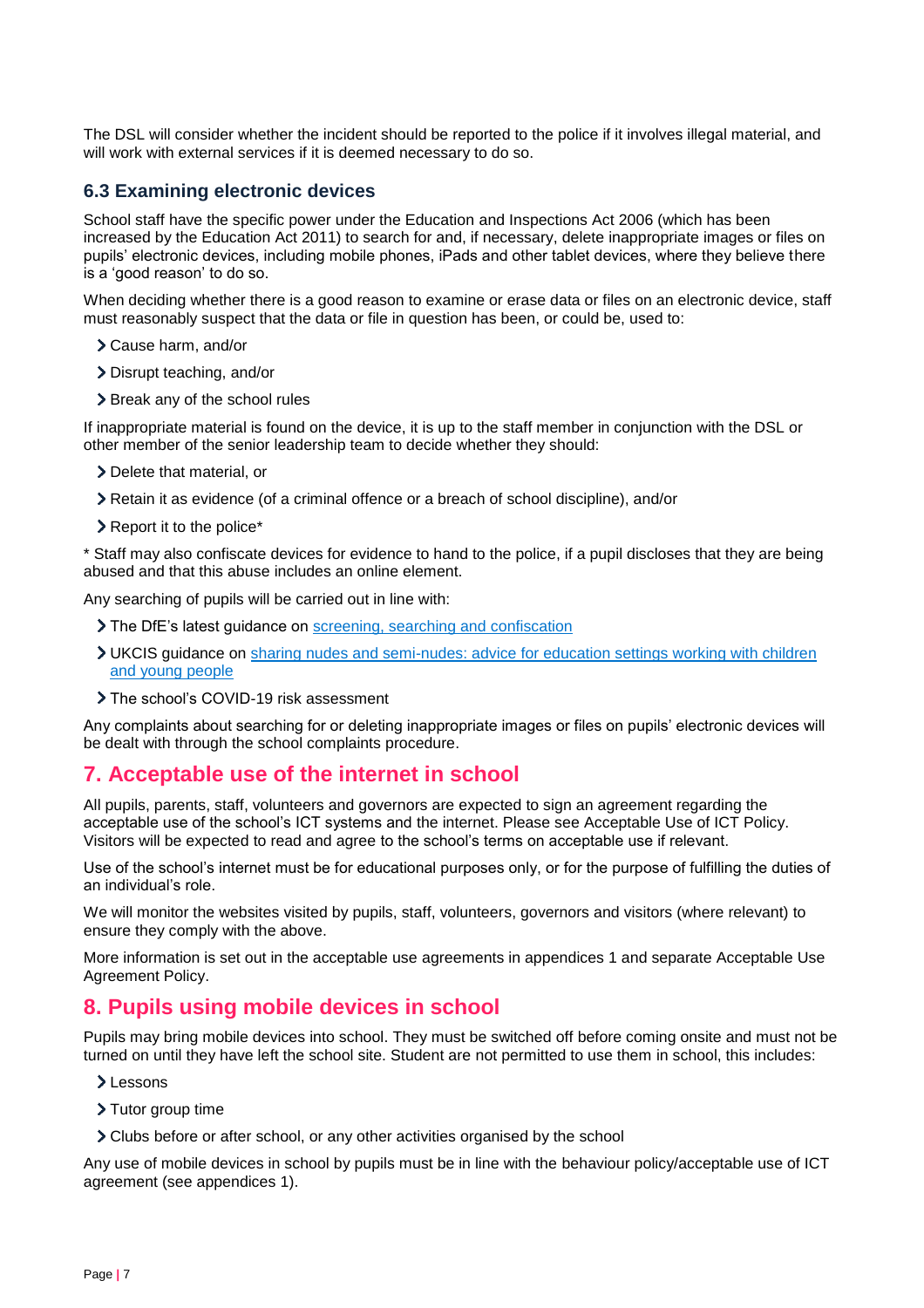The DSL will consider whether the incident should be reported to the police if it involves illegal material, and will work with external services if it is deemed necessary to do so.

### 6.3 Examining electronic devices

School staff have the specific power under the Education and Inspections Act 2006 (which has been increased by the Education Act 2011) to search for and, if necessary, delete inappropriate images or files on pupils' electronic devices, including mobile phones, iPads and other tablet devices, where they believe there is a 'good reason' to do so.

When deciding whether there is a good reason to examine or erase data or files on an electronic device, staff must reasonably suspect that the data or file in question has been, or could be, used to:

- Cause harm, and/or
- Disrupt teaching, and/or
- Break any of the school rules

If inappropriate material is found on the device, it is up to the staff member in conjunction with the DSL or other member of the senior leadership team to decide whether they should:

- Delete that material, or
- Retain it as evidence (of a criminal offence or a breach of school discipline), and/or
- Report it to the police*

* Staff may also confiscate devices for evidence to hand to the police, if a pupil discloses that they are being abused and that this abuse includes an online element.

Any searching of pupils will be carried out in line with:

- The DfE's latest guidance on [screening, searching and confiscation]
- UKCIS guidance on [sharing nudes and semi-nudes: advice for education settings working with children and young people]
- The school's COVID-19 risk assessment

Any complaints about searching for or deleting inappropriate images or files on pupils' electronic devices will be dealt with through the school complaints procedure.

## 7. Acceptable use of the internet in school

All pupils, parents, staff, volunteers and governors are expected to sign an agreement regarding the acceptable use of the school's ICT systems and the internet. Please see Acceptable Use of ICT Policy. Visitors will be expected to read and agree to the school's terms on acceptable use if relevant.

Use of the school's internet must be for educational purposes only, or for the purpose of fulfilling the duties of an individual's role.

We will monitor the websites visited by pupils, staff, volunteers, governors and visitors (where relevant) to ensure they comply with the above.

More information is set out in the acceptable use agreements in appendices 1 and separate Acceptable Use Agreement Policy.

## 8. Pupils using mobile devices in school

Pupils may bring mobile devices into school. They must be switched off before coming onsite and must not be turned on until they have left the school site. Student are not permitted to use them in school, this includes:

- Lessons
- Tutor group time
- Clubs before or after school, or any other activities organised by the school

Any use of mobile devices in school by pupils must be in line with the behaviour policy/acceptable use of ICT agreement (see appendices 1).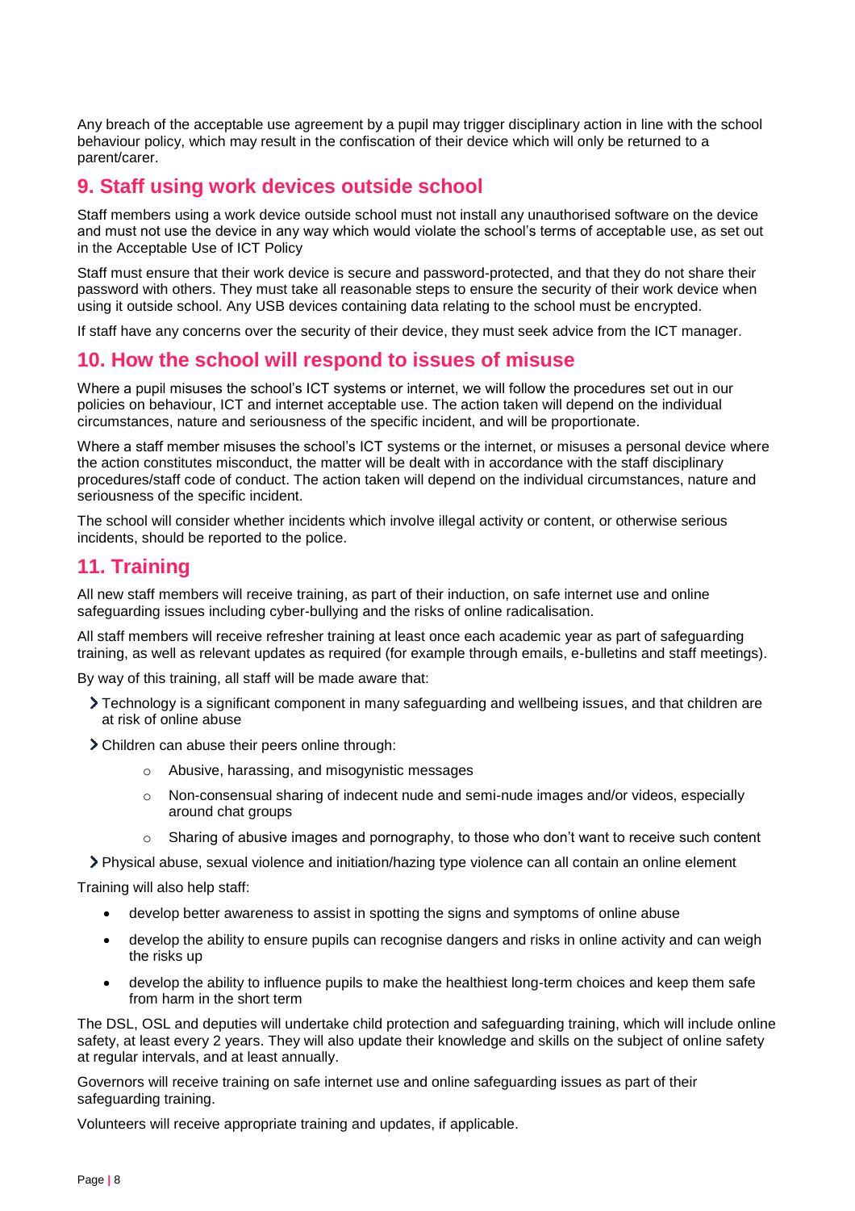Any breach of the acceptable use agreement by a pupil may trigger disciplinary action in line with the school behaviour policy, which may result in the confiscation of their device which will only be returned to a parent/carer.

## 9. Staff using work devices outside school

Staff members using a work device outside school must not install any unauthorised software on the device and must not use the device in any way which would violate the school's terms of acceptable use, as set out in the Acceptable Use of ICT Policy

Staff must ensure that their work device is secure and password-protected, and that they do not share their password with others. They must take all reasonable steps to ensure the security of their work device when using it outside school. Any USB devices containing data relating to the school must be encrypted.

If staff have any concerns over the security of their device, they must seek advice from the ICT manager.

## 10. How the school will respond to issues of misuse

Where a pupil misuses the school's ICT systems or internet, we will follow the procedures set out in our policies on behaviour, ICT and internet acceptable use. The action taken will depend on the individual circumstances, nature and seriousness of the specific incident, and will be proportionate.

Where a staff member misuses the school's ICT systems or the internet, or misuses a personal device where the action constitutes misconduct, the matter will be dealt with in accordance with the staff disciplinary procedures/staff code of conduct. The action taken will depend on the individual circumstances, nature and seriousness of the specific incident.

The school will consider whether incidents which involve illegal activity or content, or otherwise serious incidents, should be reported to the police.

## 11. Training

All new staff members will receive training, as part of their induction, on safe internet use and online safeguarding issues including cyber-bullying and the risks of online radicalisation.

All staff members will receive refresher training at least once each academic year as part of safeguarding training, as well as relevant updates as required (for example through emails, e-bulletins and staff meetings).

By way of this training, all staff will be made aware that:

- Technology is a significant component in many safeguarding and wellbeing issues, and that children are at risk of online abuse
- Children can abuse their peers online through:
  - Abusive, harassing, and misogynistic messages
  - Non-consensual sharing of indecent nude and semi-nude images and/or videos, especially around chat groups
  - Sharing of abusive images and pornography, to those who don't want to receive such content
- Physical abuse, sexual violence and initiation/hazing type violence can all contain an online element

Training will also help staff:

- develop better awareness to assist in spotting the signs and symptoms of online abuse
- develop the ability to ensure pupils can recognise dangers and risks in online activity and can weigh the risks up
- develop the ability to influence pupils to make the healthiest long-term choices and keep them safe from harm in the short term

The DSL, OSL and deputies will undertake child protection and safeguarding training, which will include online safety, at least every 2 years. They will also update their knowledge and skills on the subject of online safety at regular intervals, and at least annually.

Governors will receive training on safe internet use and online safeguarding issues as part of their safeguarding training.

Volunteers will receive appropriate training and updates, if applicable.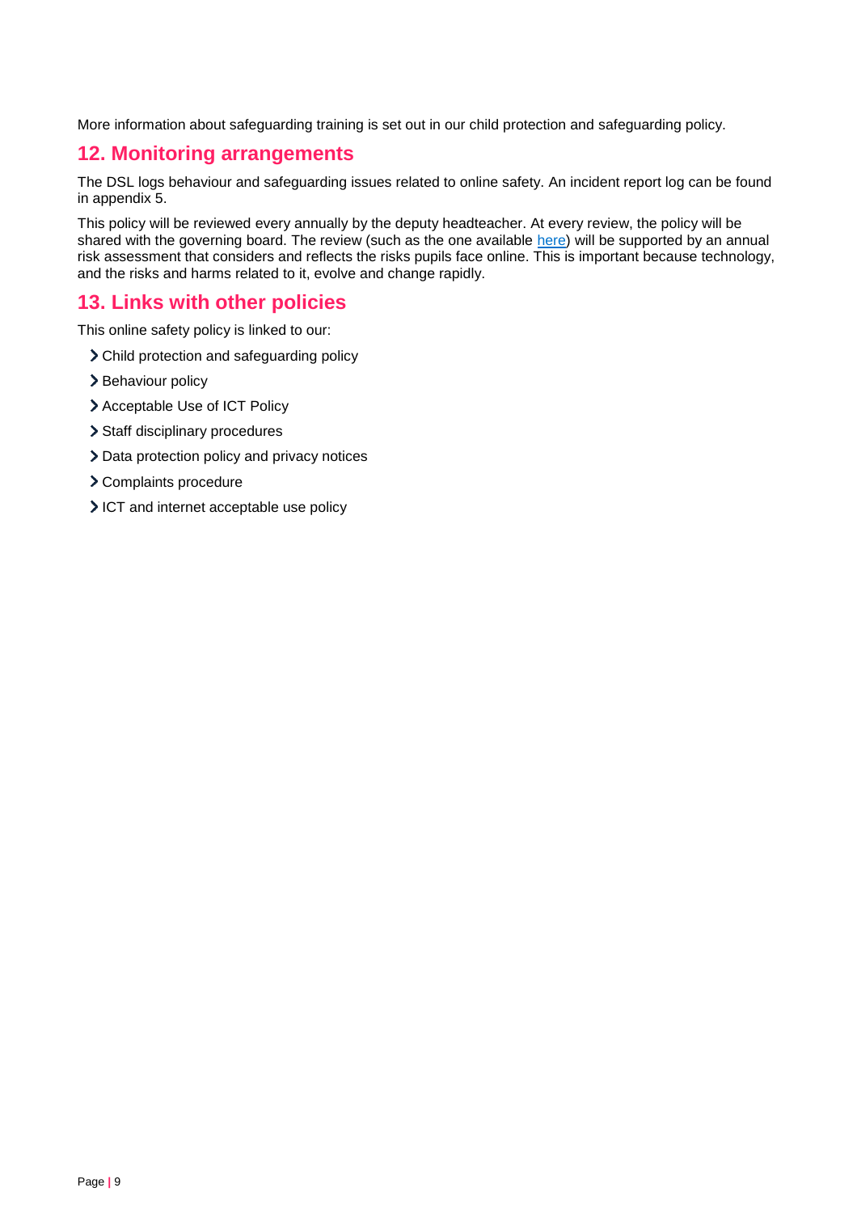More information about safeguarding training is set out in our child protection and safeguarding policy.

## 12. Monitoring arrangements

The DSL logs behaviour and safeguarding issues related to online safety. An incident report log can be found in appendix 5.

This policy will be reviewed every annually by the deputy headteacher. At every review, the policy will be shared with the governing board. The review (such as the one available here) will be supported by an annual risk assessment that considers and reflects the risks pupils face online. This is important because technology, and the risks and harms related to it, evolve and change rapidly.

## 13. Links with other policies

This online safety policy is linked to our:

- Child protection and safeguarding policy
- Behaviour policy
- Acceptable Use of ICT Policy
- Staff disciplinary procedures
- Data protection policy and privacy notices
- Complaints procedure
- ICT and internet acceptable use policy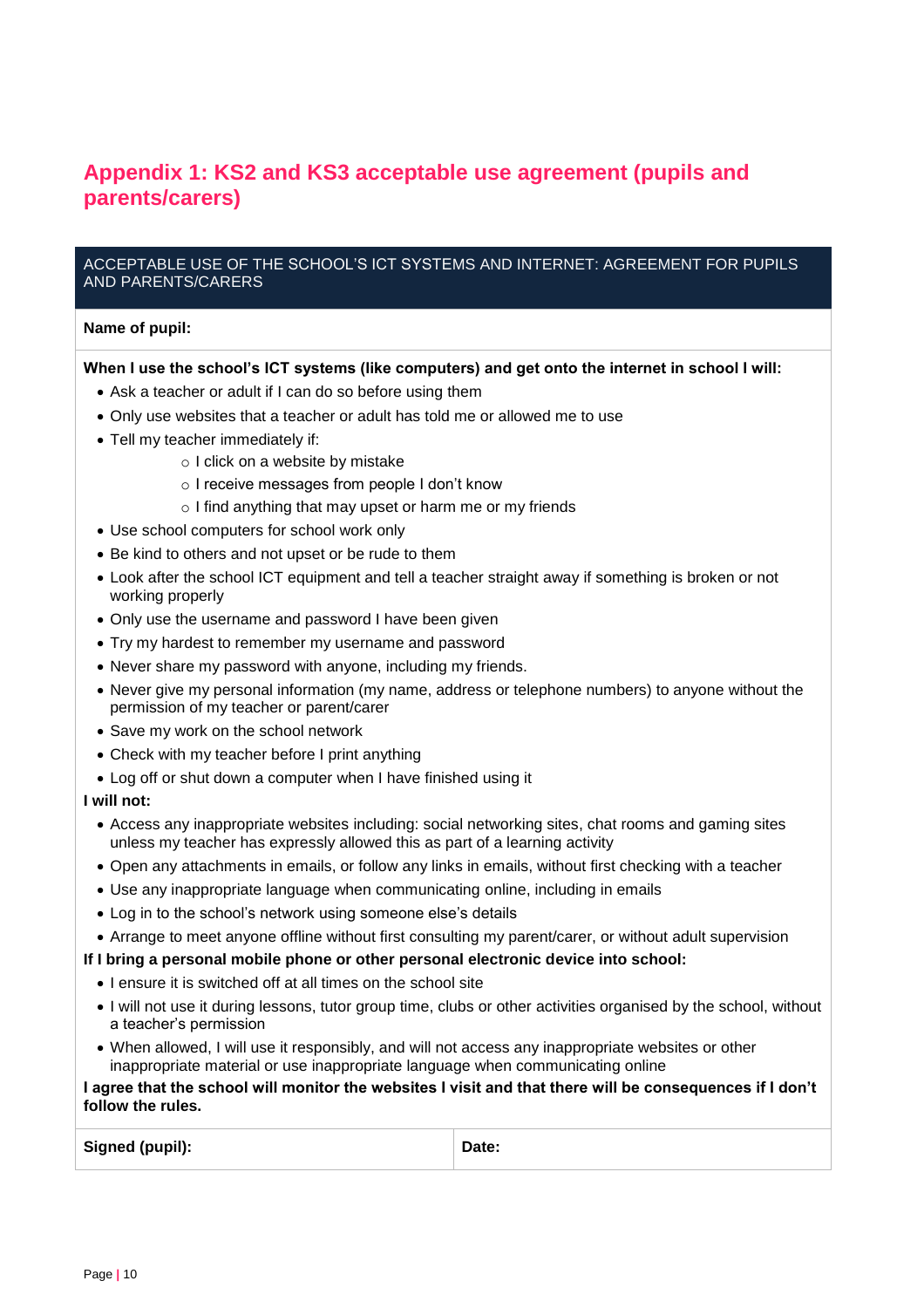## Appendix 1: KS2 and KS3 acceptable use agreement (pupils and parents/carers)

ACCEPTABLE USE OF THE SCHOOL'S ICT SYSTEMS AND INTERNET: AGREEMENT FOR PUPILS AND PARENTS/CARERS

**Name of pupil:**

**When I use the school's ICT systems (like computers) and get onto the internet in school I will:**

- Ask a teacher or adult if I can do so before using them
- Only use websites that a teacher or adult has told me or allowed me to use
- Tell my teacher immediately if:
    - I click on a website by mistake
    - I receive messages from people I don't know
    - I find anything that may upset or harm me or my friends
- Use school computers for school work only
- Be kind to others and not upset or be rude to them
- Look after the school ICT equipment and tell a teacher straight away if something is broken or not working properly
- Only use the username and password I have been given
- Try my hardest to remember my username and password
- Never share my password with anyone, including my friends.
- Never give my personal information (my name, address or telephone numbers) to anyone without the permission of my teacher or parent/carer
- Save my work on the school network
- Check with my teacher before I print anything
- Log off or shut down a computer when I have finished using it

**I will not:**

- Access any inappropriate websites including: social networking sites, chat rooms and gaming sites unless my teacher has expressly allowed this as part of a learning activity
- Open any attachments in emails, or follow any links in emails, without first checking with a teacher
- Use any inappropriate language when communicating online, including in emails
- Log in to the school's network using someone else's details
- Arrange to meet anyone offline without first consulting my parent/carer, or without adult supervision

**If I bring a personal mobile phone or other personal electronic device into school:**

- I ensure it is switched off at all times on the school site
- I will not use it during lessons, tutor group time, clubs or other activities organised by the school, without a teacher's permission
- When allowed, I will use it responsibly, and will not access any inappropriate websites or other inappropriate material or use inappropriate language when communicating online

**I agree that the school will monitor the websites I visit and that there will be consequences if I don't follow the rules.**

| **Signed (pupil):** | **Date:** |
| --- | --- |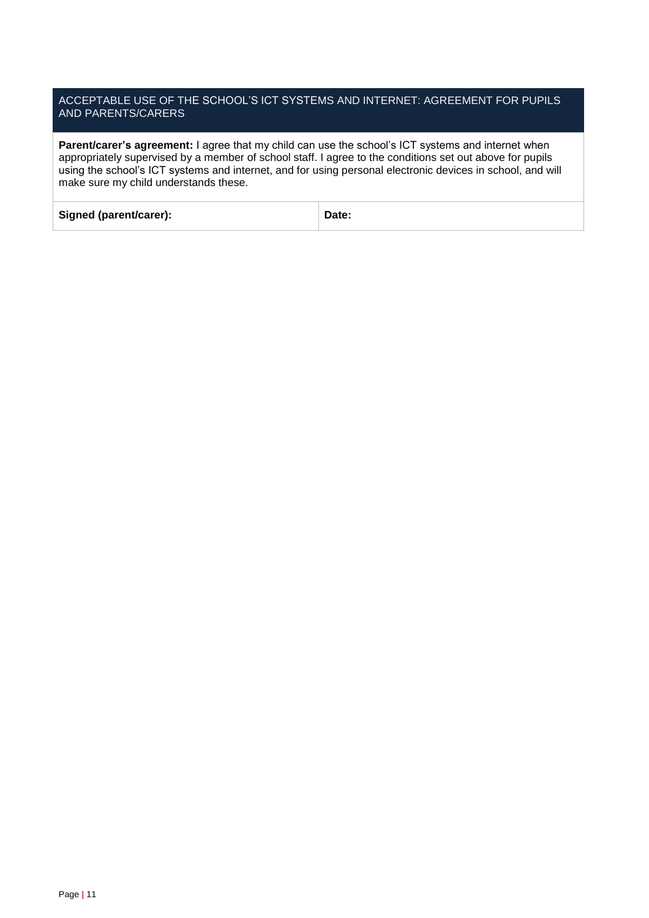| ACCEPTABLE USE OF THE SCHOOL'S ICT SYSTEMS AND INTERNET: AGREEMENT FOR PUPILS AND PARENTS/CARERS | |
| --- | --- |
| **Parent/carer's agreement:** I agree that my child can use the school's ICT systems and internet when appropriately supervised by a member of school staff. I agree to the conditions set out above for pupils using the school's ICT systems and internet, and for using personal electronic devices in school, and will make sure my child understands these. | |
| **Signed (parent/carer):** | **Date:** |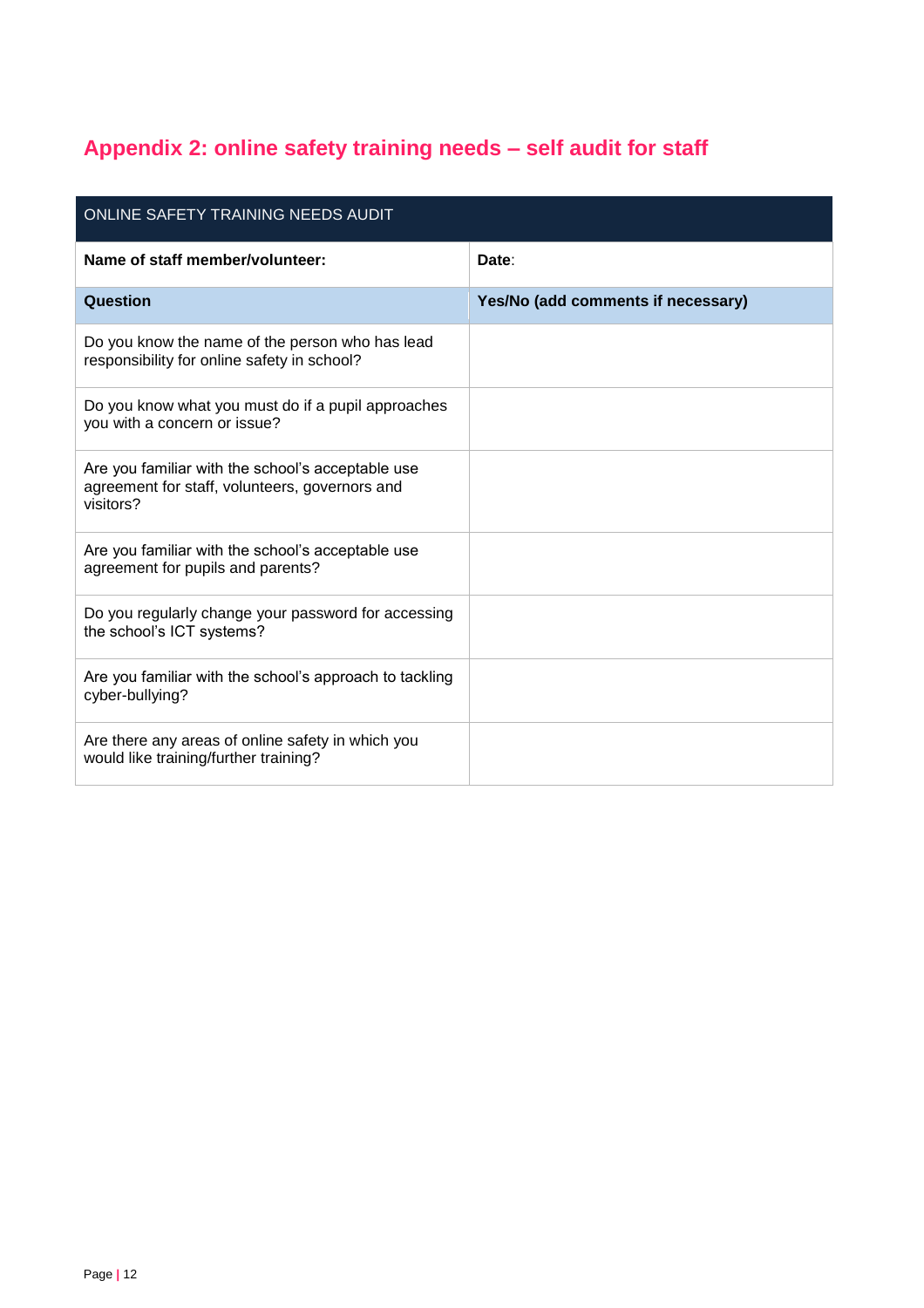## Appendix 2: online safety training needs – self audit for staff

| ONLINE SAFETY TRAINING NEEDS AUDIT | |
|---|---|
| **Name of staff member/volunteer:** | **Date**: |
| **Question** | **Yes/No (add comments if necessary)** |
| Do you know the name of the person who has lead responsibility for online safety in school? | |
| Do you know what you must do if a pupil approaches you with a concern or issue? | |
| Are you familiar with the school's acceptable use agreement for staff, volunteers, governors and visitors? | |
| Are you familiar with the school's acceptable use agreement for pupils and parents? | |
| Do you regularly change your password for accessing the school's ICT systems? | |
| Are you familiar with the school's approach to tackling cyber-bullying? | |
| Are there any areas of online safety in which you would like training/further training? | |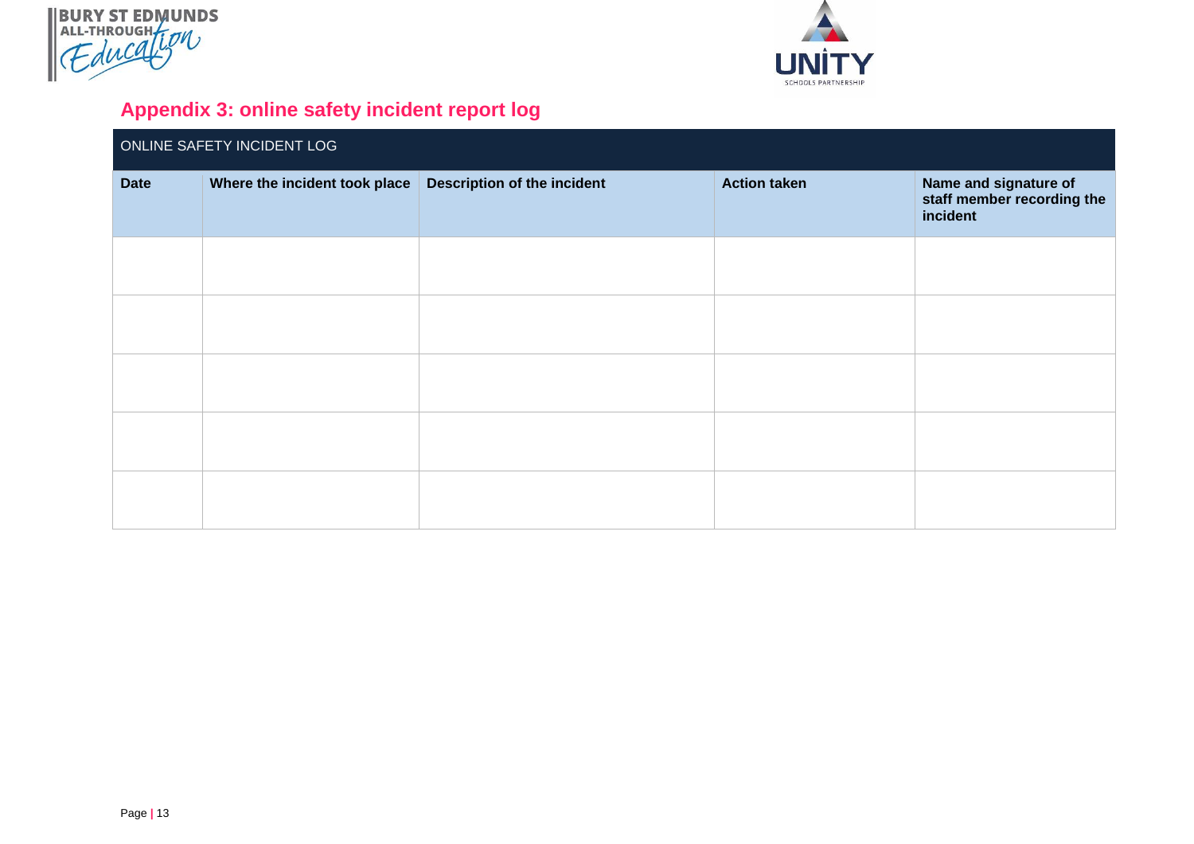## Appendix 3: online safety incident report log

| ONLINE SAFETY INCIDENT LOG | | | | |
|---|---|---|---|---|
| **Date** | **Where the incident took place** | **Description of the incident** | **Action taken** | **Name and signature of staff member recording the incident** |
| | | | | |
| | | | | |
| | | | | |
| | | | | |
| | | | | |